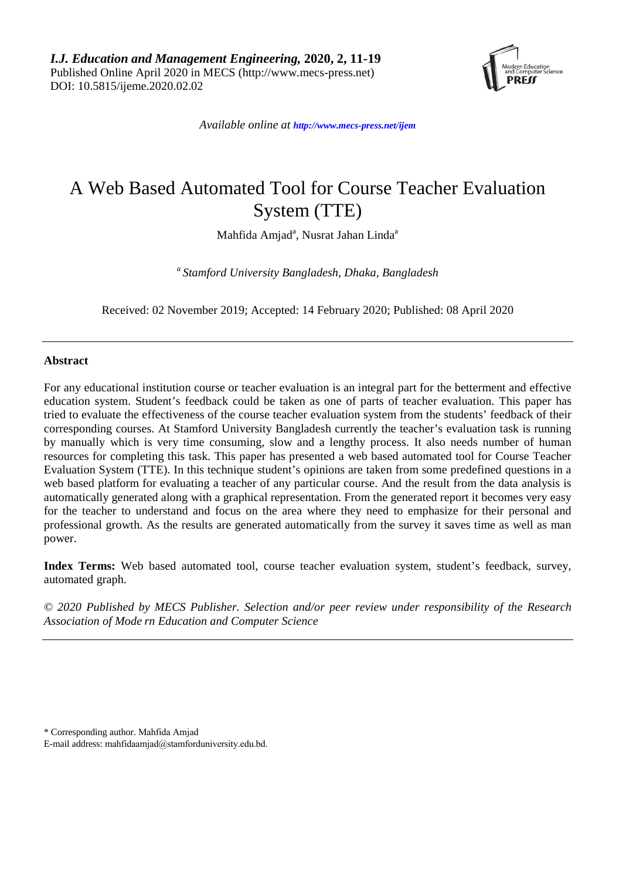*I.J. Education and Management Engineering,* **2020, 2, 11-19**
Published Online April 2020 in MECS (http://www.mecs-press.net)
DOI: 10.5815/ijeme.2020.02.02

*Available online at http://www.mecs-press.net/ijem*

# A Web Based Automated Tool for Course Teacher Evaluation System (TTE)

Mahfida Amjad[a], Nusrat Jahan Linda[a]

[a] *Stamford University Bangladesh, Dhaka, Bangladesh*

Received: 02 November 2019; Accepted: 14 February 2020; Published: 08 April 2020

## Abstract

For any educational institution course or teacher evaluation is an integral part for the betterment and effective education system. Student's feedback could be taken as one of parts of teacher evaluation. This paper has tried to evaluate the effectiveness of the course teacher evaluation system from the students' feedback of their corresponding courses. At Stamford University Bangladesh currently the teacher's evaluation task is running by manually which is very time consuming, slow and a lengthy process. It also needs number of human resources for completing this task. This paper has presented a web based automated tool for Course Teacher Evaluation System (TTE). In this technique student's opinions are taken from some predefined questions in a web based platform for evaluating a teacher of any particular course. And the result from the data analysis is automatically generated along with a graphical representation. From the generated report it becomes very easy for the teacher to understand and focus on the area where they need to emphasize for their personal and professional growth. As the results are generated automatically from the survey it saves time as well as man power.

**Index Terms:** Web based automated tool, course teacher evaluation system, student's feedback, survey, automated graph.

*© 2020 Published by MECS Publisher. Selection and/or peer review under responsibility of the Research Association of Mode rn Education and Computer Science*

\* Corresponding author. Mahfida Amjad
E-mail address: mahfidaamjad@stamforduniversity.edu.bd.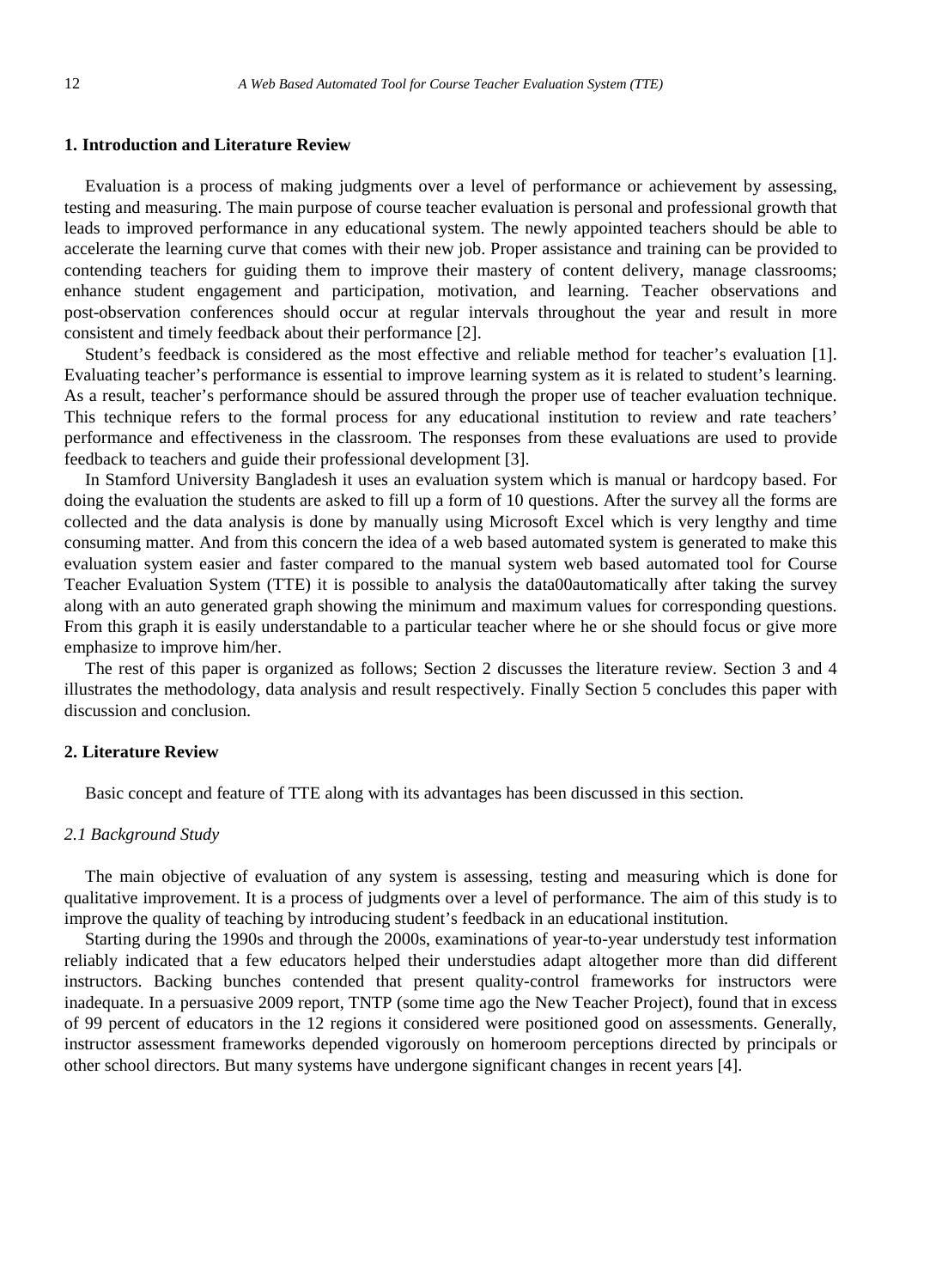## 1. Introduction and Literature Review

Evaluation is a process of making judgments over a level of performance or achievement by assessing, testing and measuring. The main purpose of course teacher evaluation is personal and professional growth that leads to improved performance in any educational system. The newly appointed teachers should be able to accelerate the learning curve that comes with their new job. Proper assistance and training can be provided to contending teachers for guiding them to improve their mastery of content delivery, manage classrooms; enhance student engagement and participation, motivation, and learning. Teacher observations and post-observation conferences should occur at regular intervals throughout the year and result in more consistent and timely feedback about their performance [2].

Student's feedback is considered as the most effective and reliable method for teacher's evaluation [1]. Evaluating teacher's performance is essential to improve learning system as it is related to student's learning. As a result, teacher's performance should be assured through the proper use of teacher evaluation technique. This technique refers to the formal process for any educational institution to review and rate teachers' performance and effectiveness in the classroom. The responses from these evaluations are used to provide feedback to teachers and guide their professional development [3].

In Stamford University Bangladesh it uses an evaluation system which is manual or hardcopy based. For doing the evaluation the students are asked to fill up a form of 10 questions. After the survey all the forms are collected and the data analysis is done by manually using Microsoft Excel which is very lengthy and time consuming matter. And from this concern the idea of a web based automated system is generated to make this evaluation system easier and faster compared to the manual system web based automated tool for Course Teacher Evaluation System (TTE) it is possible to analysis the data00automatically after taking the survey along with an auto generated graph showing the minimum and maximum values for corresponding questions. From this graph it is easily understandable to a particular teacher where he or she should focus or give more emphasize to improve him/her.

The rest of this paper is organized as follows; Section 2 discusses the literature review. Section 3 and 4 illustrates the methodology, data analysis and result respectively. Finally Section 5 concludes this paper with discussion and conclusion.

## 2. Literature Review

Basic concept and feature of TTE along with its advantages has been discussed in this section.

### *2.1 Background Study*

The main objective of evaluation of any system is assessing, testing and measuring which is done for qualitative improvement. It is a process of judgments over a level of performance. The aim of this study is to improve the quality of teaching by introducing student's feedback in an educational institution.

Starting during the 1990s and through the 2000s, examinations of year-to-year understudy test information reliably indicated that a few educators helped their understudies adapt altogether more than did different instructors. Backing bunches contended that present quality-control frameworks for instructors were inadequate. In a persuasive 2009 report, TNTP (some time ago the New Teacher Project), found that in excess of 99 percent of educators in the 12 regions it considered were positioned good on assessments. Generally, instructor assessment frameworks depended vigorously on homeroom perceptions directed by principals or other school directors. But many systems have undergone significant changes in recent years [4].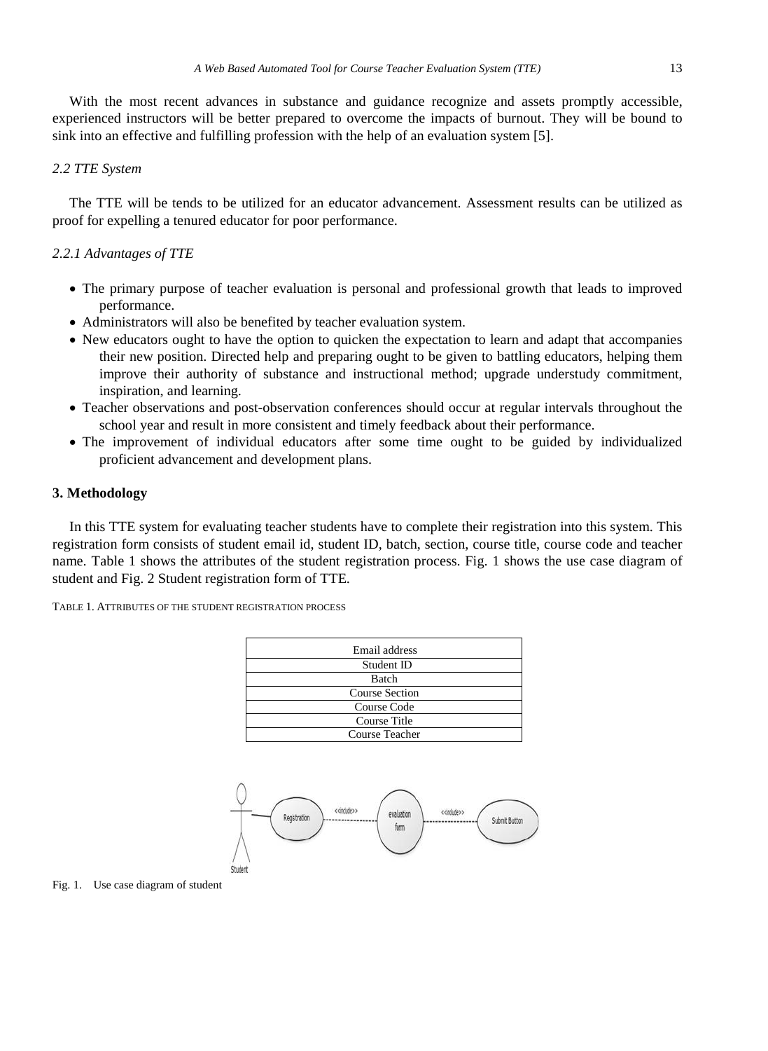With the most recent advances in substance and guidance recognize and assets promptly accessible, experienced instructors will be better prepared to overcome the impacts of burnout. They will be bound to sink into an effective and fulfilling profession with the help of an evaluation system [5].

### *2.2 TTE System*

The TTE will be tends to be utilized for an educator advancement. Assessment results can be utilized as proof for expelling a tenured educator for poor performance.

#### *2.2.1 Advantages of TTE*

- The primary purpose of teacher evaluation is personal and professional growth that leads to improved performance.
- Administrators will also be benefited by teacher evaluation system.
- New educators ought to have the option to quicken the expectation to learn and adapt that accompanies their new position. Directed help and preparing ought to be given to battling educators, helping them improve their authority of substance and instructional method; upgrade understudy commitment, inspiration, and learning.
- Teacher observations and post-observation conferences should occur at regular intervals throughout the school year and result in more consistent and timely feedback about their performance.
- The improvement of individual educators after some time ought to be guided by individualized proficient advancement and development plans.

## **3. Methodology**

In this TTE system for evaluating teacher students have to complete their registration into this system. This registration form consists of student email id, student ID, batch, section, course title, course code and teacher name. Table 1 shows the attributes of the student registration process. Fig. 1 shows the use case diagram of student and Fig. 2 Student registration form of TTE.

TABLE 1. ATTRIBUTES OF THE STUDENT REGISTRATION PROCESS

| |
|---|
| Email address |
| Student ID |
| Batch |
| Course Section |
| Course Code |
| Course Title |
| Course Teacher |

Student

Registration

<<include>>

evaluation form

<<include>>

Submit Button

Fig. 1. Use case diagram of student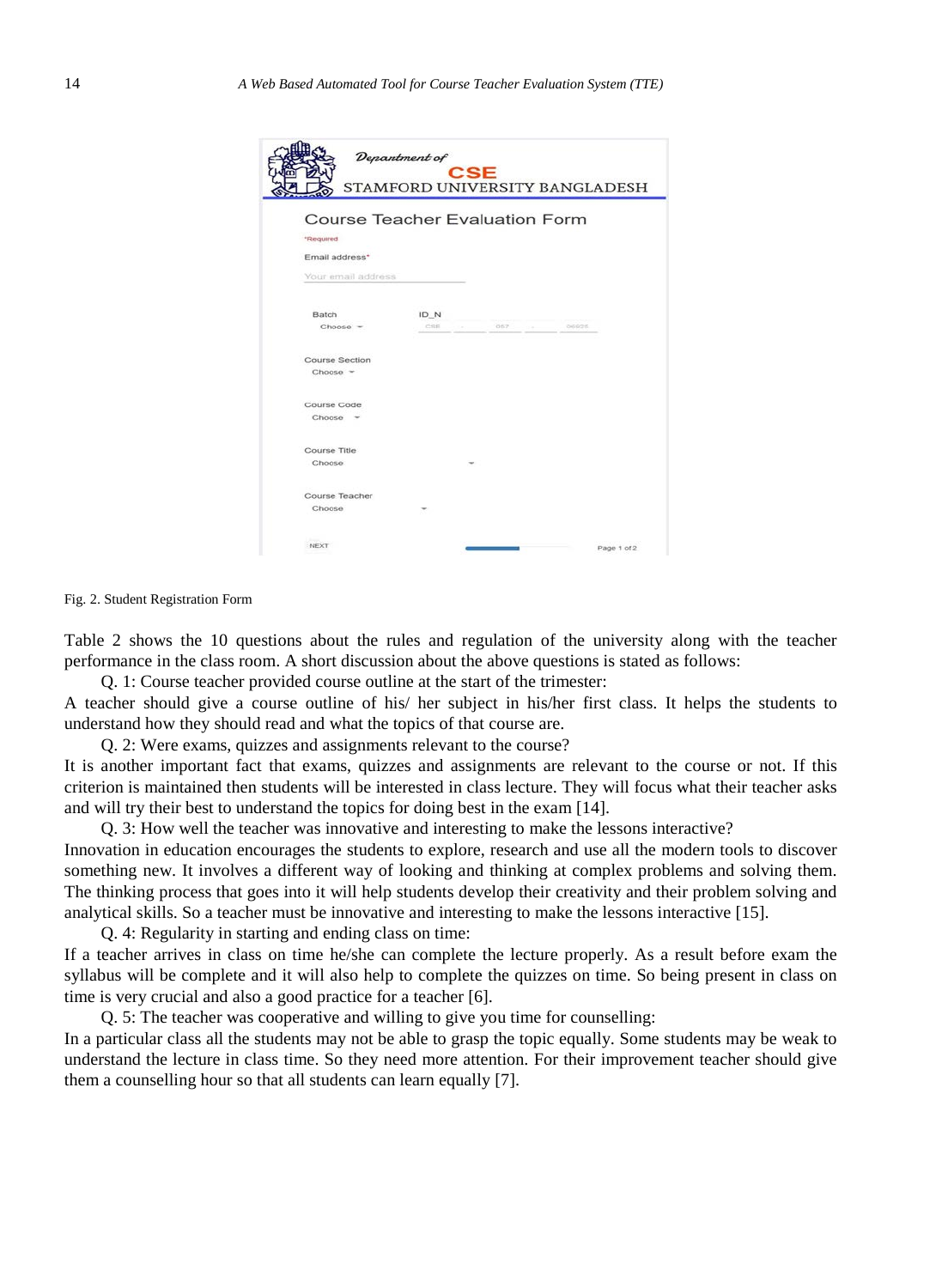Fig. 2. Student Registration Form

Table 2 shows the 10 questions about the rules and regulation of the university along with the teacher performance in the class room. A short discussion about the above questions is stated as follows:

Q. 1: Course teacher provided course outline at the start of the trimester:

A teacher should give a course outline of his/ her subject in his/her first class. It helps the students to understand how they should read and what the topics of that course are.

Q. 2: Were exams, quizzes and assignments relevant to the course?

It is another important fact that exams, quizzes and assignments are relevant to the course or not. If this criterion is maintained then students will be interested in class lecture. They will focus what their teacher asks and will try their best to understand the topics for doing best in the exam [14].

Q. 3: How well the teacher was innovative and interesting to make the lessons interactive?

Innovation in education encourages the students to explore, research and use all the modern tools to discover something new. It involves a different way of looking and thinking at complex problems and solving them. The thinking process that goes into it will help students develop their creativity and their problem solving and analytical skills. So a teacher must be innovative and interesting to make the lessons interactive [15].

Q. 4: Regularity in starting and ending class on time:

If a teacher arrives in class on time he/she can complete the lecture properly. As a result before exam the syllabus will be complete and it will also help to complete the quizzes on time. So being present in class on time is very crucial and also a good practice for a teacher [6].

Q. 5: The teacher was cooperative and willing to give you time for counselling:

In a particular class all the students may not be able to grasp the topic equally. Some students may be weak to understand the lecture in class time. So they need more attention. For their improvement teacher should give them a counselling hour so that all students can learn equally [7].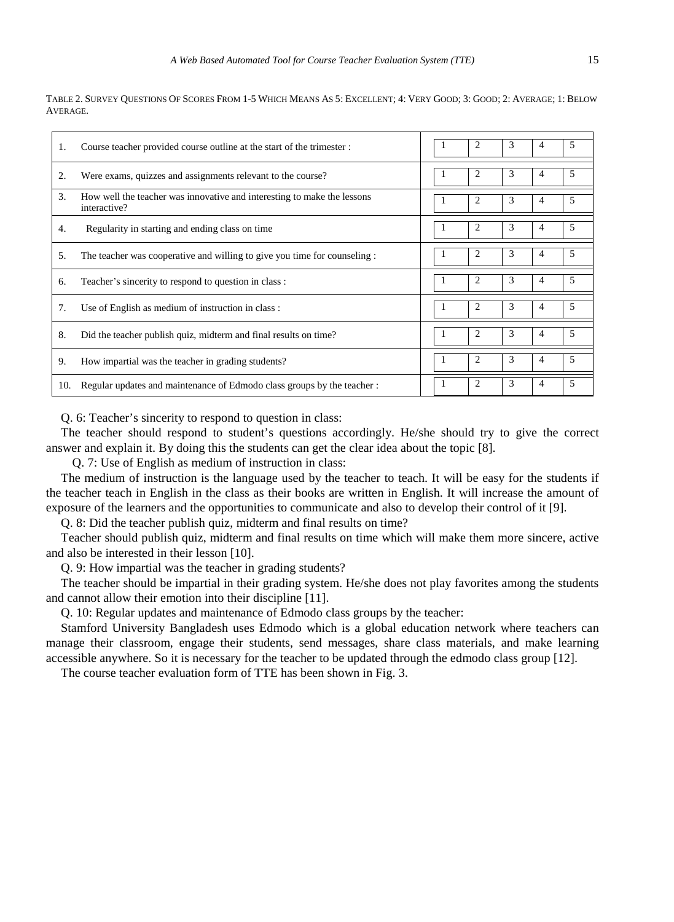TABLE 2. SURVEY QUESTIONS OF SCORES FROM 1-5 WHICH MEANS AS 5: EXCELLENT; 4: VERY GOOD; 3: GOOD; 2: AVERAGE; 1: BELOW AVERAGE.

| | Question | | | | | |
|---|---|---|---|---|---|---|
| 1. | Course teacher provided course outline at the start of the trimester : | 1 | 2 | 3 | 4 | 5 |
| 2. | Were exams, quizzes and assignments relevant to the course? | 1 | 2 | 3 | 4 | 5 |
| 3. | How well the teacher was innovative and interesting to make the lessons interactive? | 1 | 2 | 3 | 4 | 5 |
| 4. | Regularity in starting and ending class on time | 1 | 2 | 3 | 4 | 5 |
| 5. | The teacher was cooperative and willing to give you time for counseling : | 1 | 2 | 3 | 4 | 5 |
| 6. | Teacher's sincerity to respond to question in class : | 1 | 2 | 3 | 4 | 5 |
| 7. | Use of English as medium of instruction in class : | 1 | 2 | 3 | 4 | 5 |
| 8. | Did the teacher publish quiz, midterm and final results on time? | 1 | 2 | 3 | 4 | 5 |
| 9. | How impartial was the teacher in grading students? | 1 | 2 | 3 | 4 | 5 |
| 10. | Regular updates and maintenance of Edmodo class groups by the teacher : | 1 | 2 | 3 | 4 | 5 |

Q. 6: Teacher's sincerity to respond to question in class:

The teacher should respond to student's questions accordingly. He/she should try to give the correct answer and explain it. By doing this the students can get the clear idea about the topic [8].

Q. 7: Use of English as medium of instruction in class:

The medium of instruction is the language used by the teacher to teach. It will be easy for the students if the teacher teach in English in the class as their books are written in English. It will increase the amount of exposure of the learners and the opportunities to communicate and also to develop their control of it [9].

Q. 8: Did the teacher publish quiz, midterm and final results on time?

Teacher should publish quiz, midterm and final results on time which will make them more sincere, active and also be interested in their lesson [10].

Q. 9: How impartial was the teacher in grading students?

The teacher should be impartial in their grading system. He/she does not play favorites among the students and cannot allow their emotion into their discipline [11].

Q. 10: Regular updates and maintenance of Edmodo class groups by the teacher:

Stamford University Bangladesh uses Edmodo which is a global education network where teachers can manage their classroom, engage their students, send messages, share class materials, and make learning accessible anywhere. So it is necessary for the teacher to be updated through the edmodo class group [12].

The course teacher evaluation form of TTE has been shown in Fig. 3.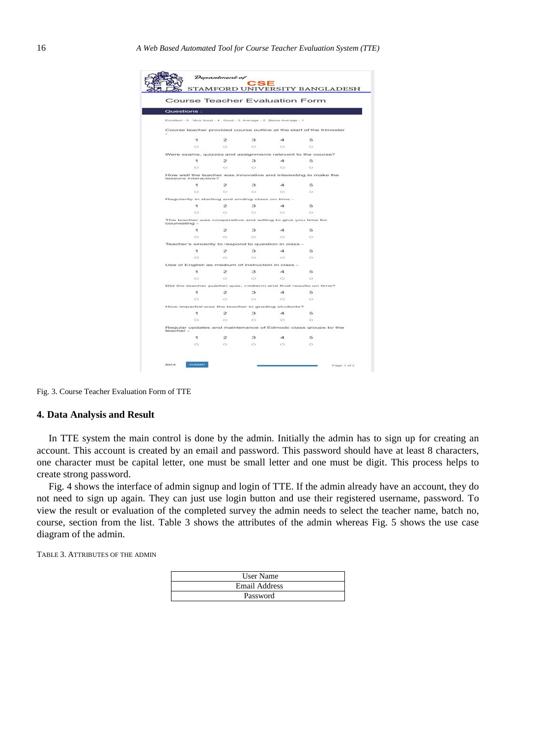Fig. 3. Course Teacher Evaluation Form of TTE

## 4. Data Analysis and Result

In TTE system the main control is done by the admin. Initially the admin has to sign up for creating an account. This account is created by an email and password. This password should have at least 8 characters, one character must be capital letter, one must be small letter and one must be digit. This process helps to create strong password.

Fig. 4 shows the interface of admin signup and login of TTE. If the admin already have an account, they do not need to sign up again. They can just use login button and use their registered username, password. To view the result or evaluation of the completed survey the admin needs to select the teacher name, batch no, course, section from the list. Table 3 shows the attributes of the admin whereas Fig. 5 shows the use case diagram of the admin.

TABLE 3. ATTRIBUTES OF THE ADMIN

| |
|---|
| User Name |
| Email Address |
| Password |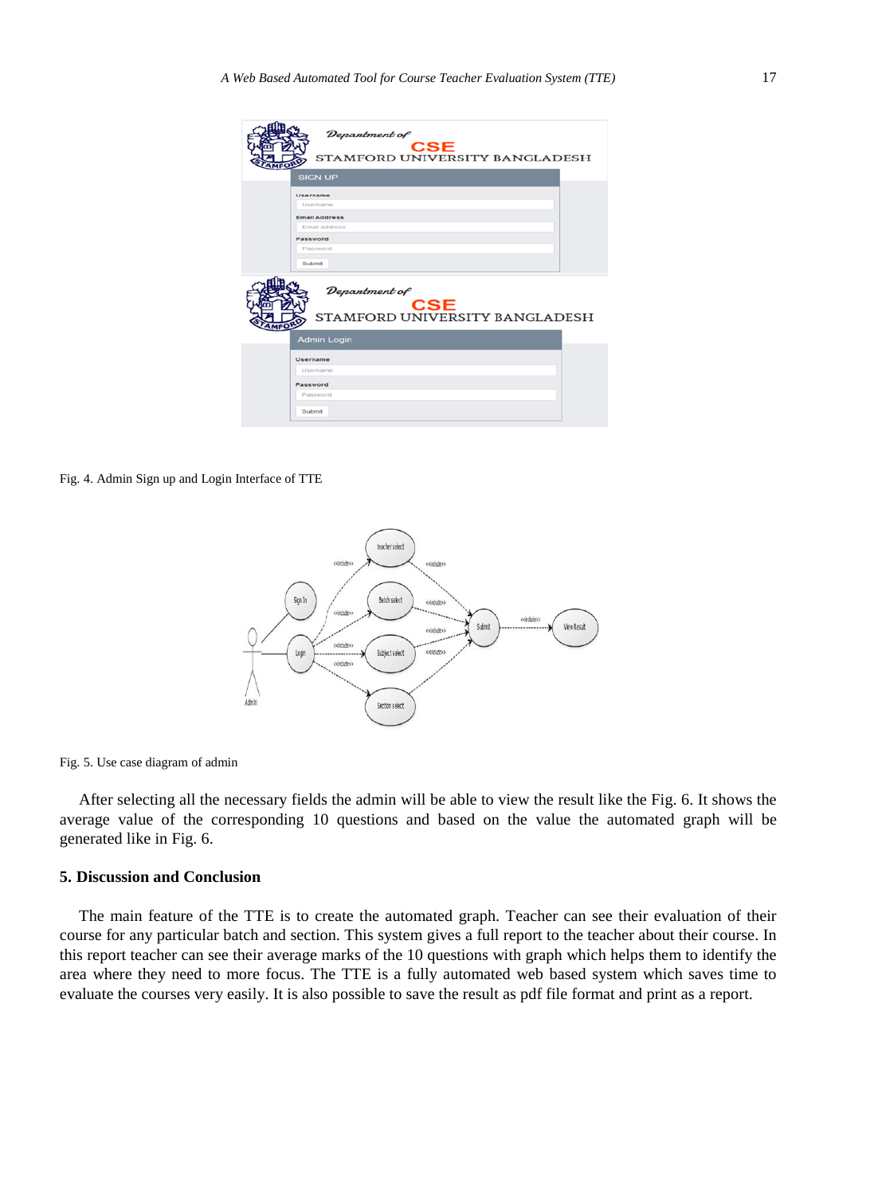Fig. 4. Admin Sign up and Login Interface of TTE

Fig. 5. Use case diagram of admin

After selecting all the necessary fields the admin will be able to view the result like the Fig. 6. It shows the average value of the corresponding 10 questions and based on the value the automated graph will be generated like in Fig. 6.

## 5. Discussion and Conclusion

The main feature of the TTE is to create the automated graph. Teacher can see their evaluation of their course for any particular batch and section. This system gives a full report to the teacher about their course. In this report teacher can see their average marks of the 10 questions with graph which helps them to identify the area where they need to more focus. The TTE is a fully automated web based system which saves time to evaluate the courses very easily. It is also possible to save the result as pdf file format and print as a report.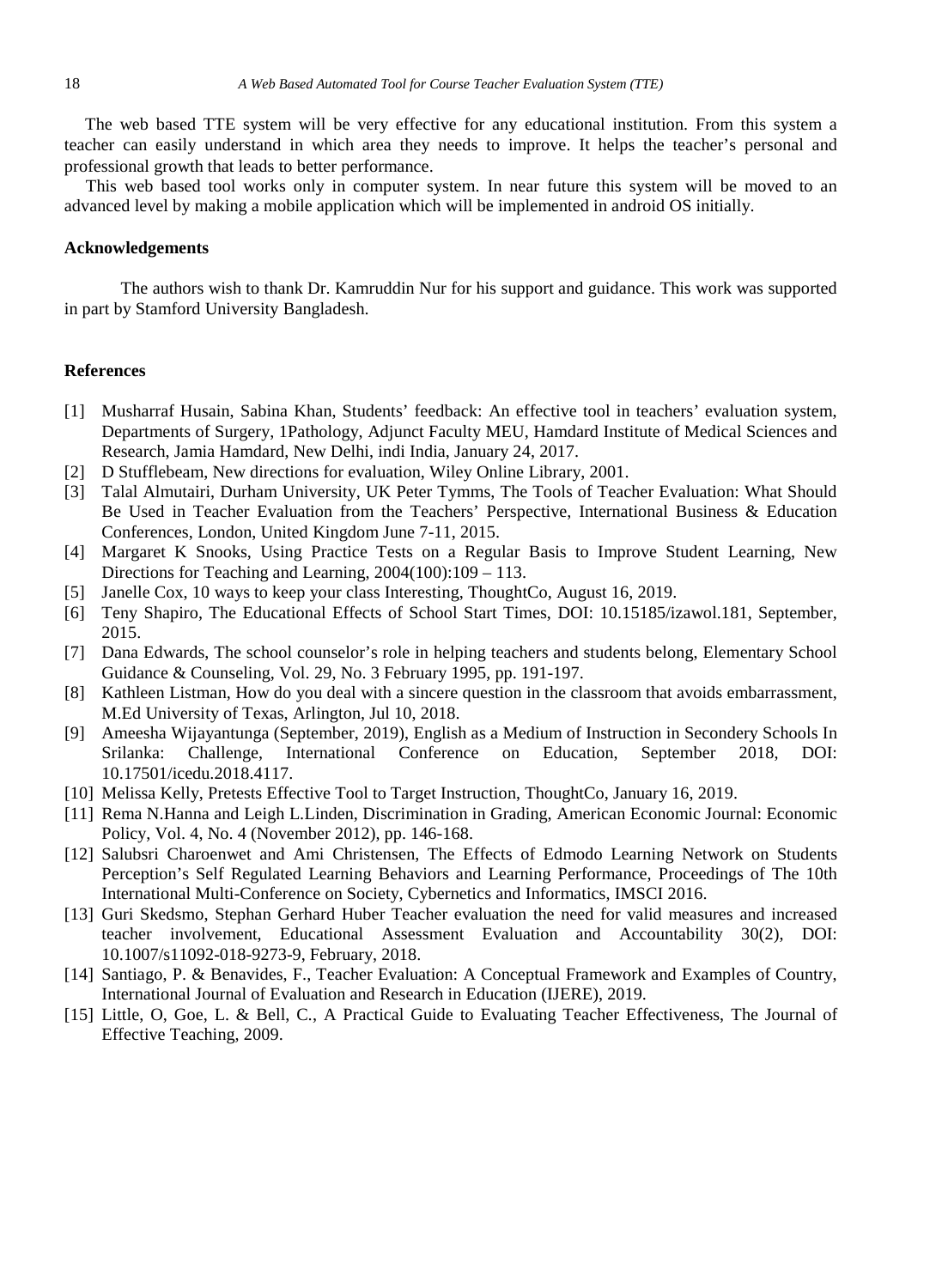The web based TTE system will be very effective for any educational institution. From this system a teacher can easily understand in which area they needs to improve. It helps the teacher's personal and professional growth that leads to better performance.

This web based tool works only in computer system. In near future this system will be moved to an advanced level by making a mobile application which will be implemented in android OS initially.

## Acknowledgements

The authors wish to thank Dr. Kamruddin Nur for his support and guidance. This work was supported in part by Stamford University Bangladesh.

## References

[1] Musharraf Husain, Sabina Khan, Students' feedback: An effective tool in teachers' evaluation system, Departments of Surgery, 1Pathology, Adjunct Faculty MEU, Hamdard Institute of Medical Sciences and Research, Jamia Hamdard, New Delhi, indi India, January 24, 2017.

[2] D Stufflebeam, New directions for evaluation, Wiley Online Library, 2001.

[3] Talal Almutairi, Durham University, UK Peter Tymms, The Tools of Teacher Evaluation: What Should Be Used in Teacher Evaluation from the Teachers' Perspective, International Business & Education Conferences, London, United Kingdom June 7-11, 2015.

[4] Margaret K Snooks, Using Practice Tests on a Regular Basis to Improve Student Learning, New Directions for Teaching and Learning, 2004(100):109 – 113.

[5] Janelle Cox, 10 ways to keep your class Interesting, ThoughtCo, August 16, 2019.

[6] Teny Shapiro, The Educational Effects of School Start Times, DOI: 10.15185/izawol.181, September, 2015.

[7] Dana Edwards, The school counselor's role in helping teachers and students belong, Elementary School Guidance & Counseling, Vol. 29, No. 3 February 1995, pp. 191-197.

[8] Kathleen Listman, How do you deal with a sincere question in the classroom that avoids embarrassment, M.Ed University of Texas, Arlington, Jul 10, 2018.

[9] Ameesha Wijayantunga (September, 2019), English as a Medium of Instruction in Secondery Schools In Srilanka: Challenge, International Conference on Education, September 2018, DOI: 10.17501/icedu.2018.4117.

[10] Melissa Kelly, Pretests Effective Tool to Target Instruction, ThoughtCo, January 16, 2019.

[11] Rema N.Hanna and Leigh L.Linden, Discrimination in Grading, American Economic Journal: Economic Policy, Vol. 4, No. 4 (November 2012), pp. 146-168.

[12] Salubsri Charoenwet and Ami Christensen, The Effects of Edmodo Learning Network on Students Perception's Self Regulated Learning Behaviors and Learning Performance, Proceedings of The 10th International Multi-Conference on Society, Cybernetics and Informatics, IMSCI 2016.

[13] Guri Skedsmo, Stephan Gerhard Huber Teacher evaluation the need for valid measures and increased teacher involvement, Educational Assessment Evaluation and Accountability 30(2), DOI: 10.1007/s11092-018-9273-9, February, 2018.

[14] Santiago, P. & Benavides, F., Teacher Evaluation: A Conceptual Framework and Examples of Country, International Journal of Evaluation and Research in Education (IJERE), 2019.

[15] Little, O, Goe, L. & Bell, C., A Practical Guide to Evaluating Teacher Effectiveness, The Journal of Effective Teaching, 2009.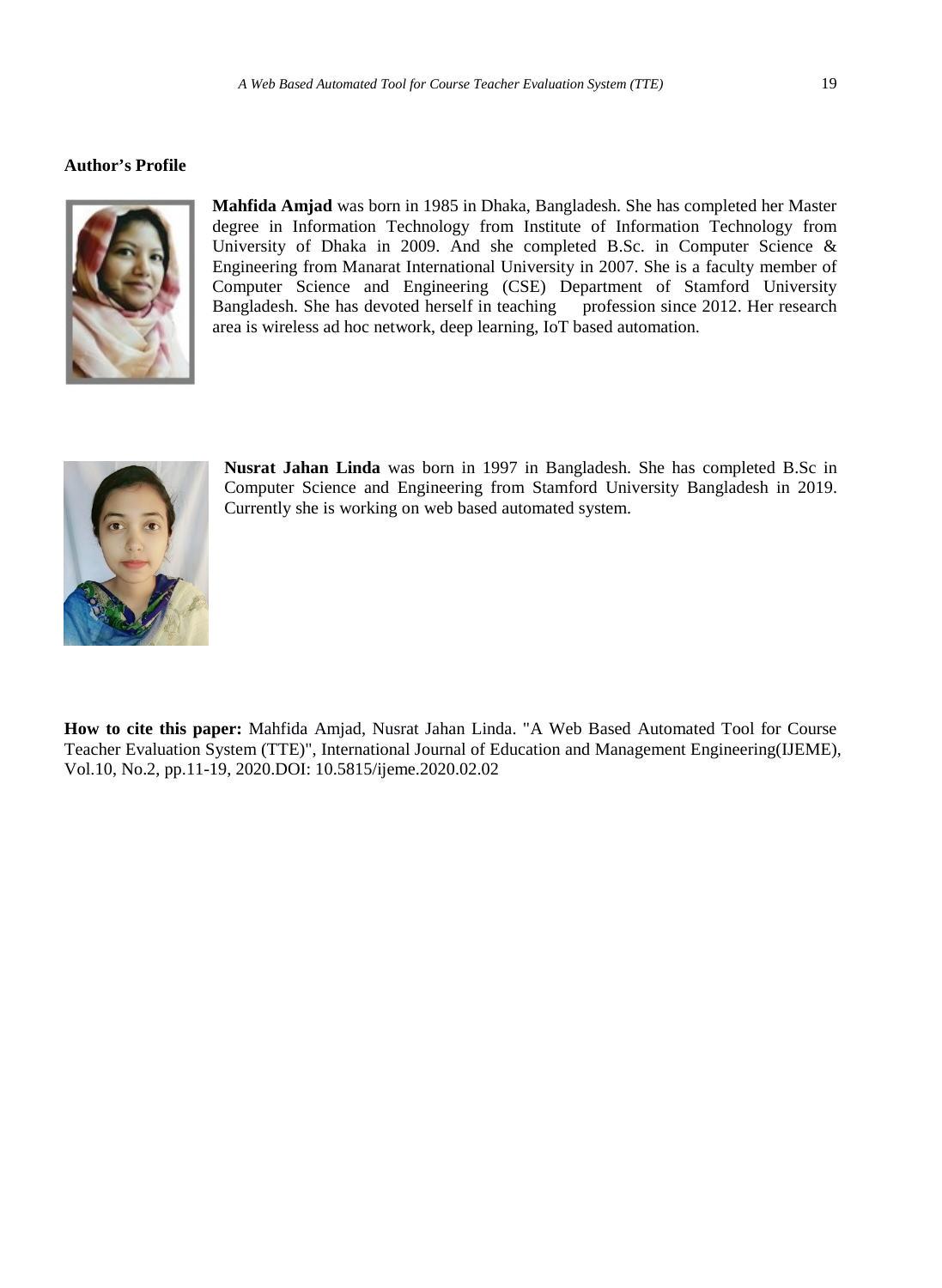**Author's Profile**

**Mahfida Amjad** was born in 1985 in Dhaka, Bangladesh. She has completed her Master degree in Information Technology from Institute of Information Technology from University of Dhaka in 2009. And she completed B.Sc. in Computer Science & Engineering from Manarat International University in 2007. She is a faculty member of Computer Science and Engineering (CSE) Department of Stamford University Bangladesh. She has devoted herself in teaching profession since 2012. Her research area is wireless ad hoc network, deep learning, IoT based automation.

**Nusrat Jahan Linda** was born in 1997 in Bangladesh. She has completed B.Sc in Computer Science and Engineering from Stamford University Bangladesh in 2019. Currently she is working on web based automated system.

**How to cite this paper:** Mahfida Amjad, Nusrat Jahan Linda. "A Web Based Automated Tool for Course Teacher Evaluation System (TTE)", International Journal of Education and Management Engineering(IJEME), Vol.10, No.2, pp.11-19, 2020.DOI: 10.5815/ijeme.2020.02.02